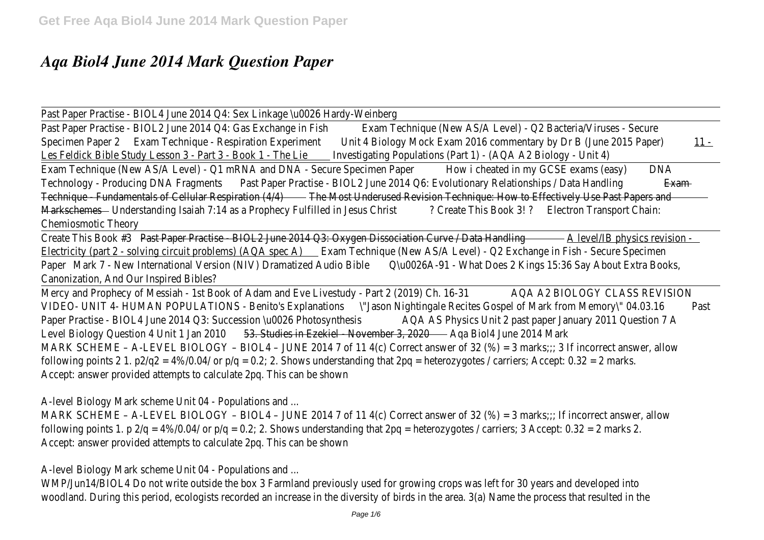# *Aqa Biol4 June 2014 Mark Question Paper*

Past Paper Practise - BIOL4 June 2014 Q4: Sex Linkage \u0026 Hardy-Weinberg

Past Paper Practise - BIOL2 June 2014 Q4: Gas Exchange in Fish Exam Technique (New AS/A Level) - Q2 Bacteria/Viruses - Secure Specimen Paper 2 Exam Technique - Respiration Experiment Unit 4 Biology Mock Exam 2016 commentary by Dr B (June 2015 Paper) 11 - Les Feldick Bible Study Lesson 3 - Part 3 - Book 1 - The Lie Investigating Populations (Part 1) - (AQA A2 Biology - Unit 4)

Exam Technique (New AS/A Level) - Q1 mRNA and DNA - Secure Specimen Paper How i cheated in my GCSE exams (easy) DNA Technology - Producing DNA Fragments Past Paper Practise - BIOL2 June 2014 Q6: Evolutionary Relationships / Data Handling Exam Technique - Fundamentals of Cellular Respiration (4/4) The Most Underused Revision Technique: How to Effectively Use Past Papers and Markschemes Understanding Isaiah 7:14 as a Prophecy Fulfilled in Jesus Christ ? Create This Book 3! ? Electron Transport Chain: Chemiosmotic Theory

Create This Book #3 Past Paper Practise - BIOL2 June 2014 Q3: Oxygen Dissociation Curve / Data Handling A level/IB physics revision - Electricity (part 2 - solving circuit problems) (AQA spec A) Exam Technique (New AS/A Level) - Q2 Exchange in Fish - Secure Specimen Paper Mark 7 - New International Version (NIV) Dramatized Audio Bible Q\u0026A-91 - What Does 2 Kings 15:36 Say About Extra Books, Canonization, And Our Inspired Bibles?

Mercy and Prophecy of Messiah - 1st Book of Adam and Eve Livestudy - Part 2 (2019) Ch. 16-31 AQA A2 BIOLOGY CLASS REVISION VIDEO- UNIT 4- HUMAN POPULATIONS - Benito's Explanations \"Jason Nightingale Recites Gospel of Mark from Memory\" 04.03.16 Past Paper Practise - BIOL4 June 2014 Q3: Succession \u0026 Photosynthesis AQA AS Physics Unit 2 past paper January 2011 Question 7 A Level Biology Question 4 Unit 1 Jan 2010 53. Studies in Ezekiel - November 3, 2020 Aqa Biol4 June 2014 Mark

MARK SCHEME – A-LEVEL BIOLOGY – BIOL4 – JUNE 2014 7 of 11 4(c) Correct answer of 32 (%) = 3 marks;;; 3 If incorrect answer, allow following points 2 1. p2/q2 = 4%/0.04/ or p/q = 0.2; 2. Shows understanding that 2pq = heterozygotes / carriers; Accept: 0.32 = 2 marks. Accept: answer provided attempts to calculate 2pq. This can be shown

A-level Biology Mark scheme Unit 04 - Populations and ...

MARK SCHEME – A-LEVEL BIOLOGY – BIOL4 – JUNE 2014 7 of 11 4(c) Correct answer of 32 (%) = 3 marks;;; If incorrect answer, allow following points 1. p 2/q = 4%/0.04/ or p/q = 0.2; 2. Shows understanding that 2pq = heterozygotes / carriers; 3 Accept: 0.32 = 2 marks 2. Accept: answer provided attempts to calculate 2pq. This can be shown

A-level Biology Mark scheme Unit 04 - Populations and ...

WMP/Jun14/BIOL4 Do not write outside the box 3 Farmland previously used for growing crops was left for 30 years and developed into woodland. During this period, ecologists recorded an increase in the diversity of birds in the area. 3(a) Name the process that resulted in the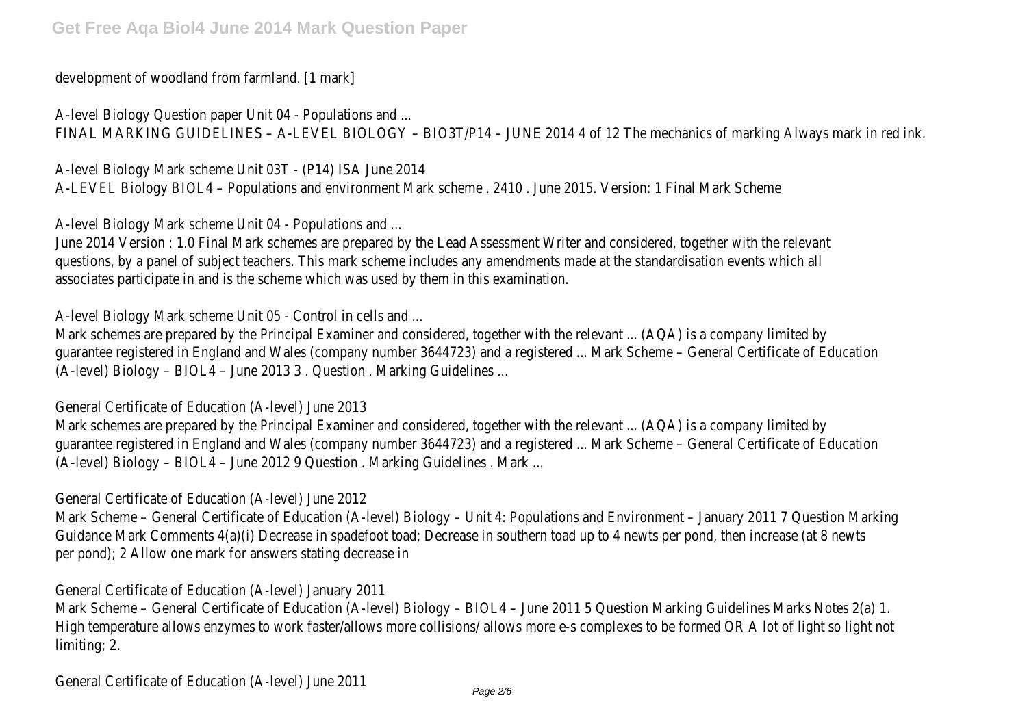development of woodland from farmland. [1 mark]

A-level Biology Question paper Unit 04 - Populations and ...

FINAL MARKING GUIDELINES – A-LEVEL BIOLOGY – BIO3T/P14 – JUNE 2014 4 of 12 The mechanics of marking Always mark in red ink.

A-level Biology Mark scheme Unit 03T - (P14) ISA June 2014

A-LEVEL Biology BIOL4 – Populations and environment Mark scheme . 2410 . June 2015. Version: 1 Final Mark Scheme

A-level Biology Mark scheme Unit 04 - Populations and ...

June 2014 Version : 1.0 Final Mark schemes are prepared by the Lead Assessment Writer and considered, together with the relevant questions, by a panel of subject teachers. This mark scheme includes any amendments made at the standardisation events which all associates participate in and is the scheme which was used by them in this examination.

A-level Biology Mark scheme Unit 05 - Control in cells and ...

Mark schemes are prepared by the Principal Examiner and considered, together with the relevant ... (AQA) is a company limited by guarantee registered in England and Wales (company number 3644723) and a registered ... Mark Scheme – General Certificate of Education (A-level) Biology – BIOL4 – June 2013 3 . Question . Marking Guidelines ...

General Certificate of Education (A-level) June 2013

Mark schemes are prepared by the Principal Examiner and considered, together with the relevant ... (AQA) is a company limited by guarantee registered in England and Wales (company number 3644723) and a registered ... Mark Scheme – General Certificate of Education (A-level) Biology – BIOL4 – June 2012 9 Question . Marking Guidelines . Mark ...

General Certificate of Education (A-level) June 2012

Mark Scheme – General Certificate of Education (A-level) Biology – Unit 4: Populations and Environment – January 2011 7 Question Marking Guidance Mark Comments 4(a)(i) Decrease in spadefoot toad; Decrease in southern toad up to 4 newts per pond, then increase (at 8 newts per pond); 2 Allow one mark for answers stating decrease in

General Certificate of Education (A-level) January 2011

Mark Scheme – General Certificate of Education (A-level) Biology – BIOL4 – June 2011 5 Question Marking Guidelines Marks Notes 2(a) 1. High temperature allows enzymes to work faster/allows more collisions/ allows more e-s complexes to be formed OR A lot of light so light not limiting; 2.

General Certificate of Education (A-level) June 2011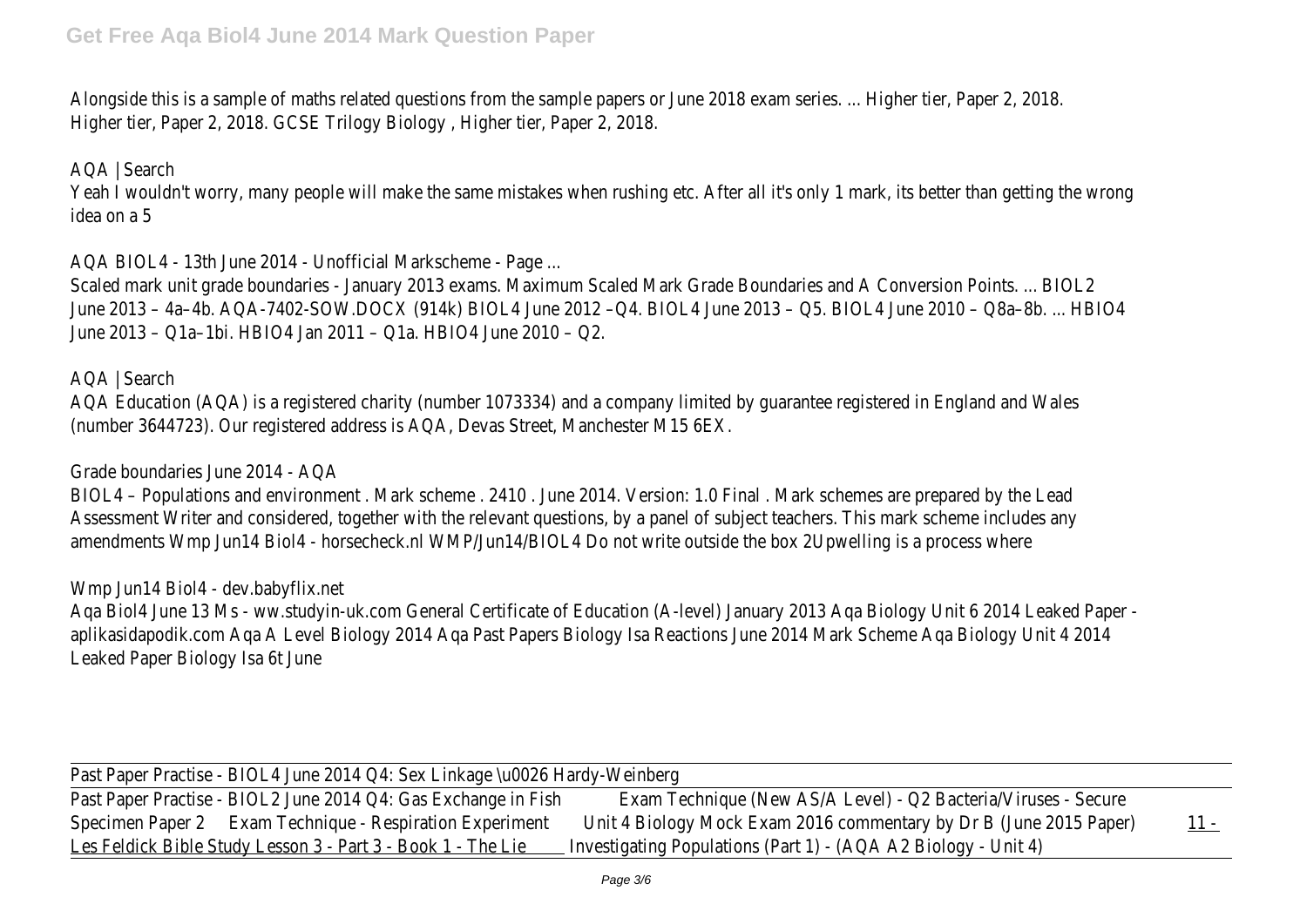Alongside this is a sample of maths related questions from the sample papers or June 2018 exam series. ... Higher tier, Paper 2, 2018. Higher tier, Paper 2, 2018. GCSE Trilogy Biology , Higher tier, Paper 2, 2018.

AQA | Search

Yeah I wouldn't worry, many people will make the same mistakes when rushing etc. After all it's only 1 mark, its better than getting the wrong idea on a 5

AQA BIOL4 - 13th June 2014 - Unofficial Markscheme - Page ...

Scaled mark unit grade boundaries - January 2013 exams. Maximum Scaled Mark Grade Boundaries and A Conversion Points. ... BIOL2 June 2013 – 4a–4b. AQA-7402-SOW.DOCX (914k) BIOL4 June 2012 –Q4. BIOL4 June 2013 – Q5. BIOL4 June 2010 – Q8a–8b. ... HBIO4 June 2013 – Q1a–1bi. HBIO4 Jan 2011 – Q1a. HBIO4 June 2010 – Q2.

AQA | Search

AQA Education (AQA) is a registered charity (number 1073334) and a company limited by guarantee registered in England and Wales (number 3644723). Our registered address is AQA, Devas Street, Manchester M15 6EX.

Grade boundaries June 2014 - AQA

BIOL4 – Populations and environment . Mark scheme . 2410 . June 2014. Version: 1.0 Final . Mark schemes are prepared by the Lead Assessment Writer and considered, together with the relevant questions, by a panel of subject teachers. This mark scheme includes any amendments Wmp Jun14 Biol4 - horsecheck.nl WMP/Jun14/BIOL4 Do not write outside the box 2Upwelling is a process where

Wmp Jun14 Biol4 - dev.babyflix.net

Aqa Biol4 June 13 Ms - ww.studyin-uk.com General Certificate of Education (A-level) January 2013 Aqa Biology Unit 6 2014 Leaked Paper - aplikasidapodik.com Aqa A Level Biology 2014 Aqa Past Papers Biology Isa Reactions June 2014 Mark Scheme Aqa Biology Unit 4 2014 Leaked Paper Biology Isa 6t June

---

Past Paper Practise - BIOL4 June 2014 Q4: Sex Linkage \u0026 Hardy-Weinberg

---

Past Paper Practise - BIOL2 June 2014 Q4: Gas Exchange in Fish Exam Technique (New AS/A Level) - Q2 Bacteria/Viruses - Secure Specimen Paper 2 Exam Technique - Respiration Experiment Unit 4 Biology Mock Exam 2016 commentary by Dr B (June 2015 Paper) 11 - Les Feldick Bible Study Lesson 3 - Part 3 - Book 1 - The Lie Investigating Populations (Part 1) - (AQA A2 Biology - Unit 4)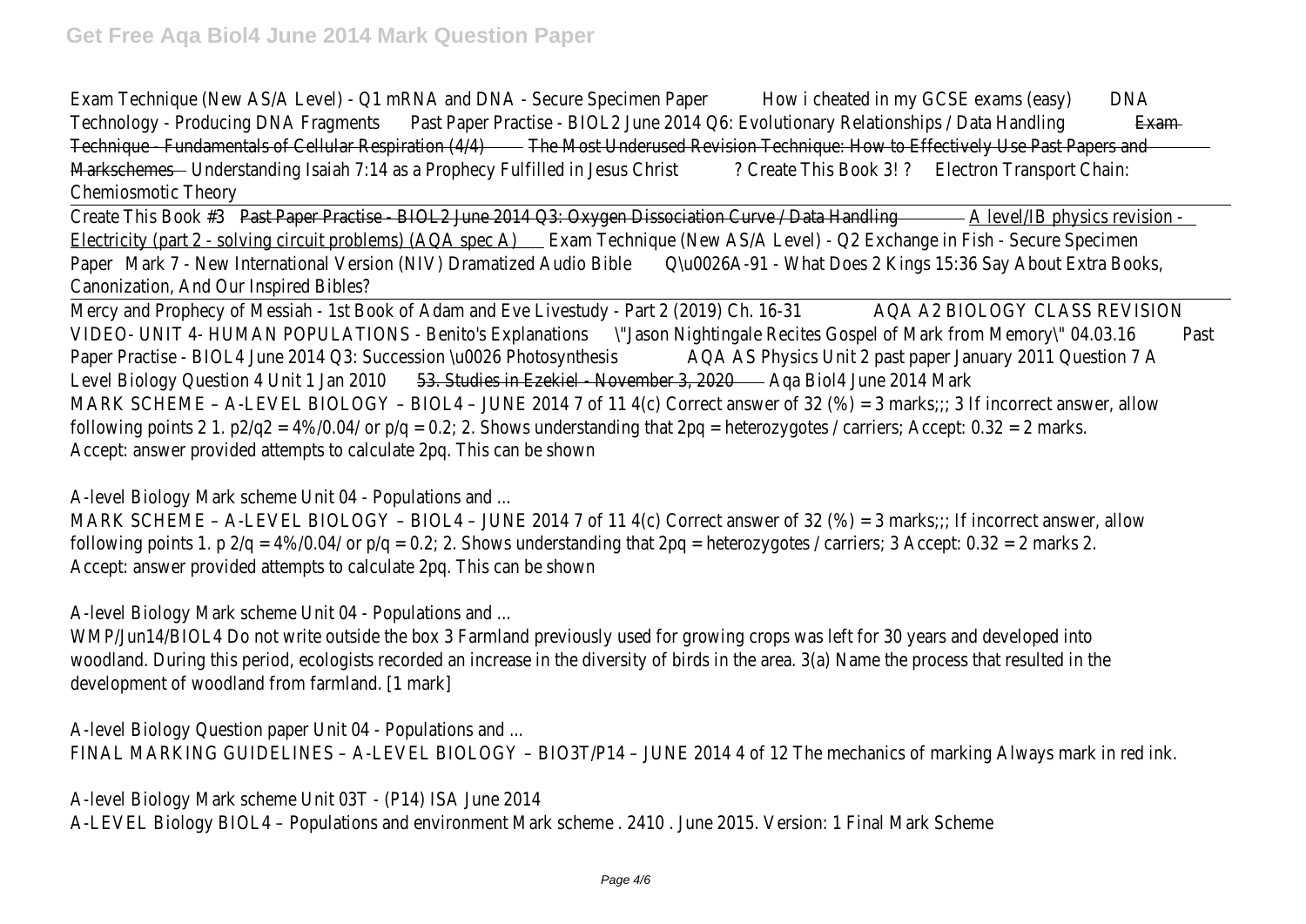Exam Technique (New AS/A Level) - Q1 mRNA and DNA - Secure Specimen Paper How i cheated in my GCSE exams (easy) DNA Technology - Producing DNA Fragments Past Paper Practise - BIOL2 June 2014 Q6: Evolutionary Relationships / Data Handling ~~Exam Technique - Fundamentals of Cellular Respiration (4/4)~~ ~~The Most Underused Revision Technique: How to Effectively Use Past Papers and Markschemes~~ Understanding Isaiah 7:14 as a Prophecy Fulfilled in Jesus Christ ? Create This Book 3! ? Electron Transport Chain: Chemiosmotic Theory

Create This Book #3 ~~Past Paper Practise - BIOL2 June 2014 Q3: Oxygen Dissociation Curve / Data Handling~~ A level/IB physics revision - Electricity (part 2 - solving circuit problems) (AQA spec A) Exam Technique (New AS/A Level) - Q2 Exchange in Fish - Secure Specimen Paper Mark 7 - New International Version (NIV) Dramatized Audio Bible Q\u0026A-91 - What Does 2 Kings 15:36 Say About Extra Books, Canonization, And Our Inspired Bibles?

Mercy and Prophecy of Messiah - 1st Book of Adam and Eve Livestudy - Part 2 (2019) Ch. 16-31 AQA A2 BIOLOGY CLASS REVISION VIDEO- UNIT 4- HUMAN POPULATIONS - Benito's Explanations \"Jason Nightingale Recites Gospel of Mark from Memory\" 04.03.16 Past Paper Practise - BIOL4 June 2014 Q3: Succession \u0026 Photosynthesis AQA AS Physics Unit 2 past paper January 2011 Question 7 A Level Biology Question 4 Unit 1 Jan 2010 ~~53. Studies in Ezekiel - November 3, 2020~~ Aqa Biol4 June 2014 Mark

MARK SCHEME – A-LEVEL BIOLOGY – BIOL4 – JUNE 2014 7 of 11 4(c) Correct answer of 32 (%) = 3 marks;;; 3 If incorrect answer, allow following points 2 1. $p2/q2 = 4\%/0.04/$ or $p/q = 0.2$; 2. Shows understanding that $2pq$ = heterozygotes / carriers; Accept: 0.32 = 2 marks. Accept: answer provided attempts to calculate $2pq$. This can be shown

A-level Biology Mark scheme Unit 04 - Populations and ...

MARK SCHEME – A-LEVEL BIOLOGY – BIOL4 – JUNE 2014 7 of 11 4(c) Correct answer of 32 (%) = 3 marks;;; If incorrect answer, allow following points 1. $p\ 2/q = 4\%/0.04/$ or $p/q = 0.2$; 2. Shows understanding that $2pq$ = heterozygotes / carriers; 3 Accept: 0.32 = 2 marks 2. Accept: answer provided attempts to calculate $2pq$. This can be shown

A-level Biology Mark scheme Unit 04 - Populations and ...

WMP/Jun14/BIOL4 Do not write outside the box 3 Farmland previously used for growing crops was left for 30 years and developed into woodland. During this period, ecologists recorded an increase in the diversity of birds in the area. 3(a) Name the process that resulted in the development of woodland from farmland. [1 mark]

A-level Biology Question paper Unit 04 - Populations and ...

FINAL MARKING GUIDELINES – A-LEVEL BIOLOGY – BIO3T/P14 – JUNE 2014 4 of 12 The mechanics of marking Always mark in red ink.

A-level Biology Mark scheme Unit 03T - (P14) ISA June 2014

A-LEVEL Biology BIOL4 – Populations and environment Mark scheme . 2410 . June 2015. Version: 1 Final Mark Scheme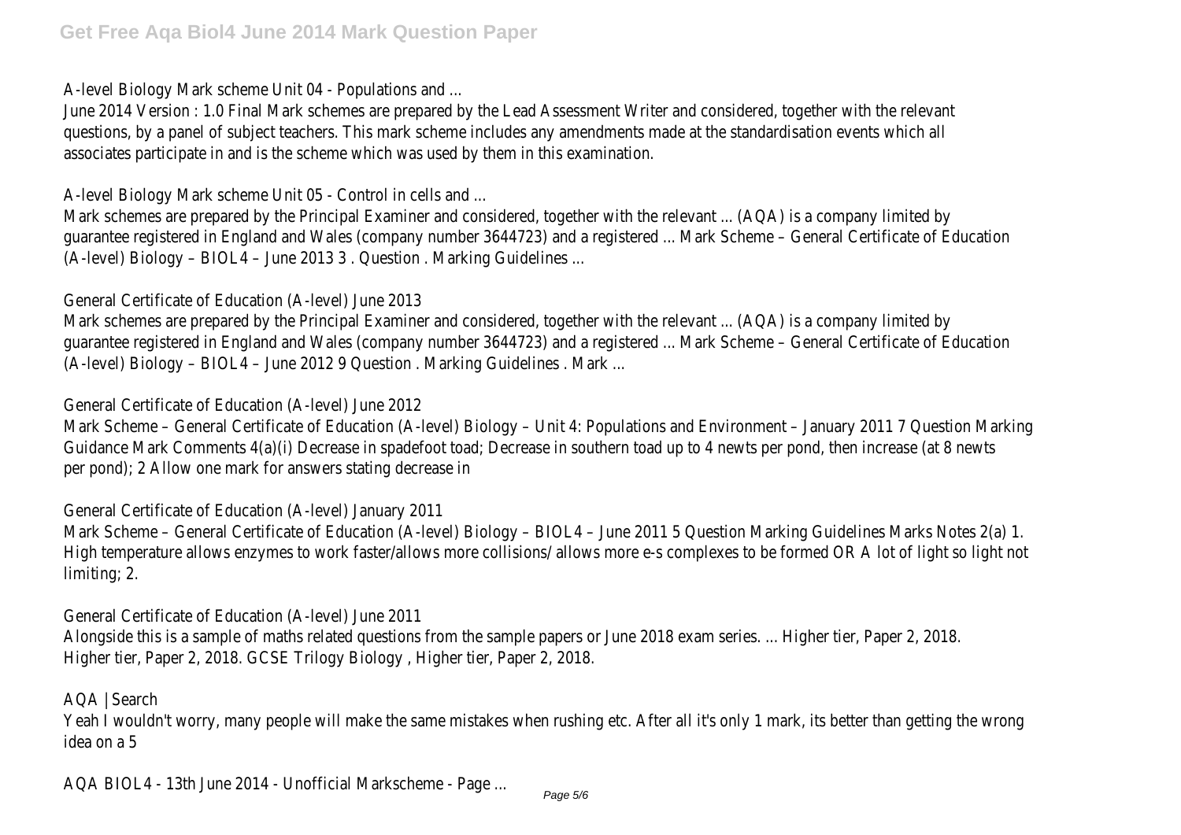A-level Biology Mark scheme Unit 04 - Populations and ...

June 2014 Version : 1.0 Final Mark schemes are prepared by the Lead Assessment Writer and considered, together with the relevant questions, by a panel of subject teachers. This mark scheme includes any amendments made at the standardisation events which all associates participate in and is the scheme which was used by them in this examination.

A-level Biology Mark scheme Unit 05 - Control in cells and ...

Mark schemes are prepared by the Principal Examiner and considered, together with the relevant ... (AQA) is a company limited by guarantee registered in England and Wales (company number 3644723) and a registered ... Mark Scheme – General Certificate of Education (A-level) Biology – BIOL4 – June 2013 3 . Question . Marking Guidelines ...

General Certificate of Education (A-level) June 2013

Mark schemes are prepared by the Principal Examiner and considered, together with the relevant ... (AQA) is a company limited by guarantee registered in England and Wales (company number 3644723) and a registered ... Mark Scheme – General Certificate of Education (A-level) Biology – BIOL4 – June 2012 9 Question . Marking Guidelines . Mark ...

General Certificate of Education (A-level) June 2012

Mark Scheme – General Certificate of Education (A-level) Biology – Unit 4: Populations and Environment – January 2011 7 Question Marking Guidance Mark Comments 4(a)(i) Decrease in spadefoot toad; Decrease in southern toad up to 4 newts per pond, then increase (at 8 newts per pond); 2 Allow one mark for answers stating decrease in

General Certificate of Education (A-level) January 2011

Mark Scheme – General Certificate of Education (A-level) Biology – BIOL4 – June 2011 5 Question Marking Guidelines Marks Notes 2(a) 1. High temperature allows enzymes to work faster/allows more collisions/ allows more e-s complexes to be formed OR A lot of light so light not limiting; 2.

General Certificate of Education (A-level) June 2011

Alongside this is a sample of maths related questions from the sample papers or June 2018 exam series. ... Higher tier, Paper 2, 2018. Higher tier, Paper 2, 2018. GCSE Trilogy Biology , Higher tier, Paper 2, 2018.

AQA | Search

Yeah I wouldn't worry, many people will make the same mistakes when rushing etc. After all it's only 1 mark, its better than getting the wrong idea on a 5

AQA BIOL4 - 13th June 2014 - Unofficial Markscheme - Page ...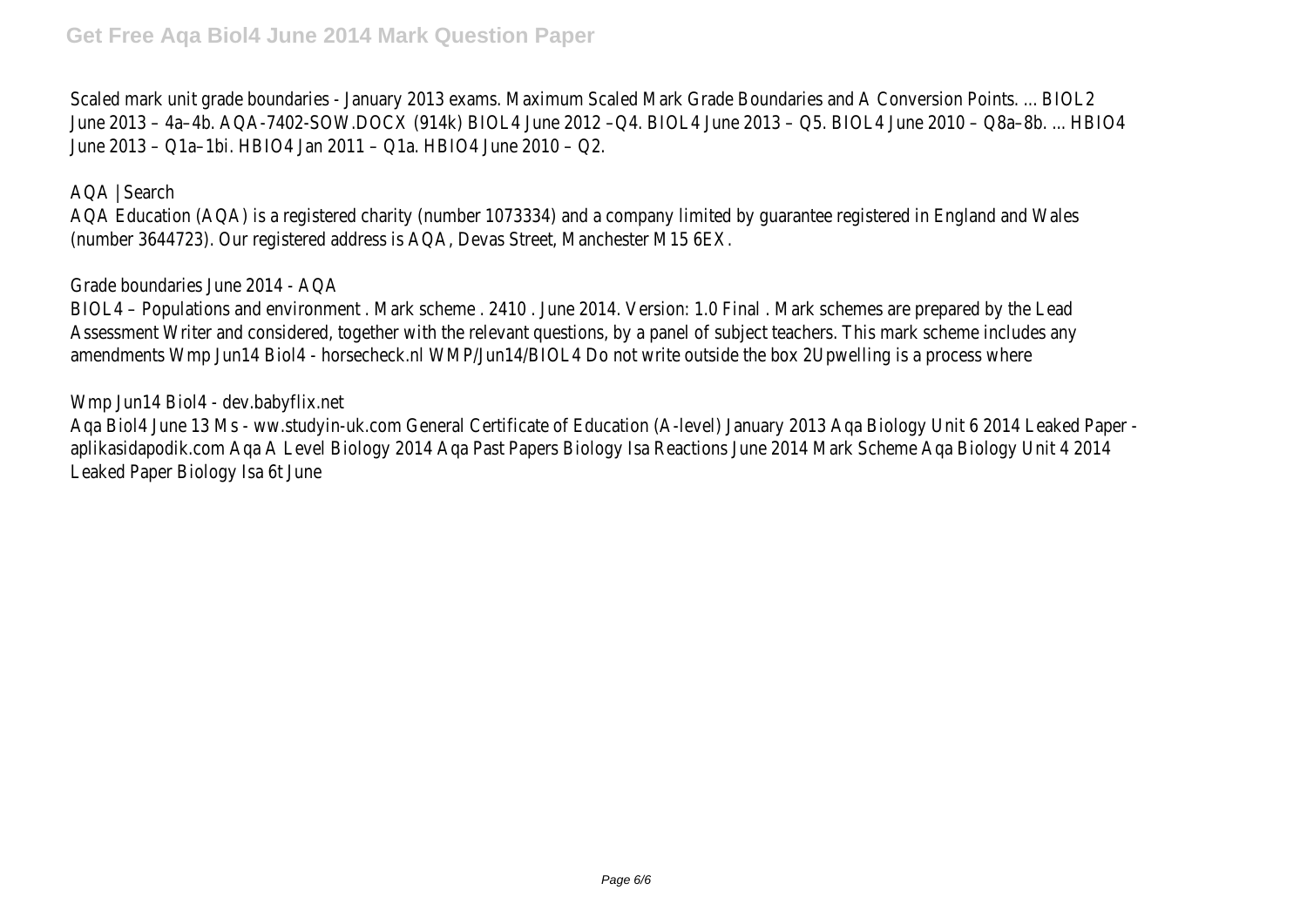Scaled mark unit grade boundaries - January 2013 exams. Maximum Scaled Mark Grade Boundaries and A Conversion Points. ... BIOL2 June 2013 – 4a–4b. AQA-7402-SOW.DOCX (914k) BIOL4 June 2012 –Q4. BIOL4 June 2013 – Q5. BIOL4 June 2010 – Q8a–8b. ... HBIO4 June 2013 – Q1a–1bi. HBIO4 Jan 2011 – Q1a. HBIO4 June 2010 – Q2.

AQA | Search

AQA Education (AQA) is a registered charity (number 1073334) and a company limited by guarantee registered in England and Wales (number 3644723). Our registered address is AQA, Devas Street, Manchester M15 6EX.

Grade boundaries June 2014 - AQA

BIOL4 – Populations and environment . Mark scheme . 2410 . June 2014. Version: 1.0 Final . Mark schemes are prepared by the Lead Assessment Writer and considered, together with the relevant questions, by a panel of subject teachers. This mark scheme includes any amendments Wmp Jun14 Biol4 - horsecheck.nl WMP/Jun14/BIOL4 Do not write outside the box 2Upwelling is a process where

Wmp Jun14 Biol4 - dev.babyflix.net

Aqa Biol4 June 13 Ms - ww.studyin-uk.com General Certificate of Education (A-level) January 2013 Aqa Biology Unit 6 2014 Leaked Paper - aplikasidapodik.com Aqa A Level Biology 2014 Aqa Past Papers Biology Isa Reactions June 2014 Mark Scheme Aqa Biology Unit 4 2014 Leaked Paper Biology Isa 6t June